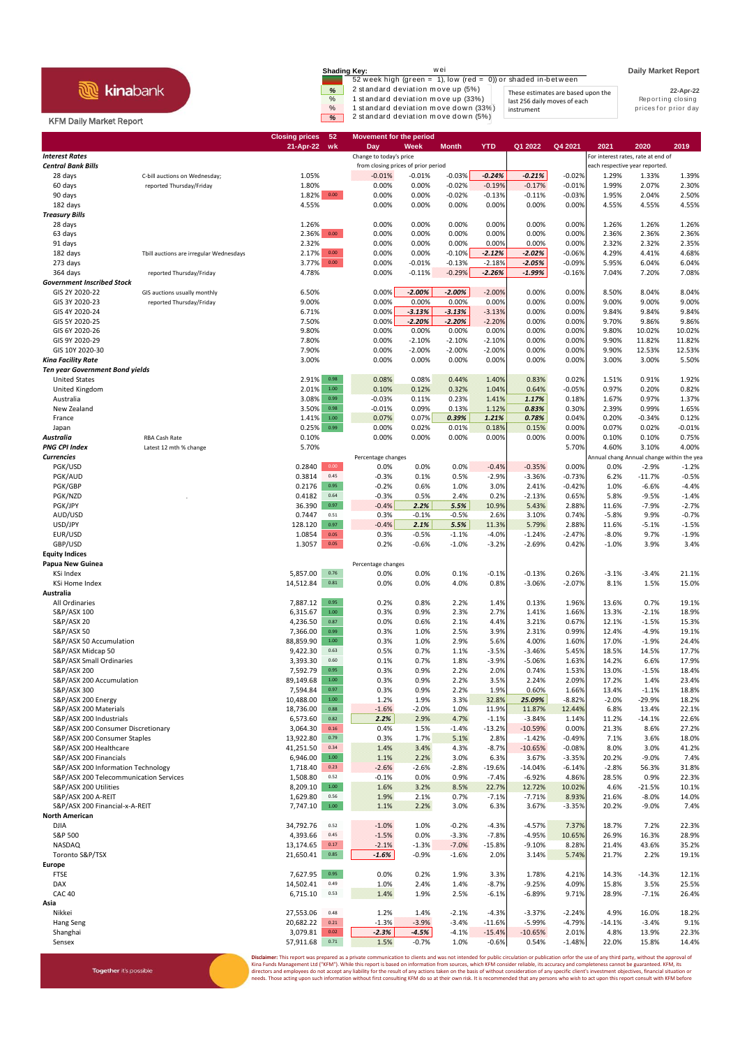kinabank

KFM Daily Market Report

**Shading Key:**

- 52 week high (green = 1), low (red = 0) or shaded in-between
- % 2 standard deviation move up (5%)
- % 1 standard deviation move up (33%)
- % 1 standard deviation move down (33%)
- % 2 standard deviation move down (5%)

These estimates are based upon the last 256 daily moves of each instrument

**Daily Market Report**

**22-Apr-22**

Reporting closing prices for prior day

| | | Closing prices 21-Apr-22 | 52 wk | Day | Week | Month | YTD | Q1 2022 | Q4 2021 | 2021 | 2020 | 2019 |
|---|---|---|---|---|---|---|---|---|---|---|---|---|
| ***Interest Rates*** | | | | Change to today's price from closing prices of prior period | | | | | | For interest rates, rate at end of each respective year reported. | | |
| ***Central Bank Bills*** | | | | | | | | | | | | |
| 28 days | C-bill auctions on Wednesday; | 1.05% | | -0.01% | -0.01% | -0.03% | -0.24% | -0.21% | -0.02% | 1.29% | 1.33% | 1.39% |
| 60 days | reported Thursday/Friday | 1.80% | | 0.00% | 0.00% | -0.02% | -0.19% | -0.17% | -0.01% | 1.99% | 2.07% | 2.30% |
| 90 days | | 1.82% | 0.00 | 0.00% | 0.00% | -0.02% | -0.13% | -0.11% | -0.03% | 1.95% | 2.04% | 2.50% |
| 182 days | | 4.55% | | 0.00% | 0.00% | 0.00% | 0.00% | 0.00% | 0.00% | 4.55% | 4.55% | 4.55% |
| ***Treasury Bills*** | | | | | | | | | | | | |
| 28 days | | 1.26% | | 0.00% | 0.00% | 0.00% | 0.00% | 0.00% | 0.00% | 1.26% | 1.26% | 1.26% |
| 63 days | | 2.36% | 0.00 | 0.00% | 0.00% | 0.00% | 0.00% | 0.00% | 0.00% | 2.36% | 2.36% | 2.36% |
| 91 days | | 2.32% | | 0.00% | 0.00% | 0.00% | 0.00% | 0.00% | 0.00% | 2.32% | 2.32% | 2.35% |
| 182 days | Tbill auctions are irregular Wednesdays | 2.17% | 0.00 | 0.00% | 0.00% | -0.10% | -2.12% | -2.02% | -0.06% | 4.29% | 4.41% | 4.68% |
| 273 days | | 3.77% | 0.00 | 0.00% | -0.01% | -0.13% | -2.18% | -2.05% | -0.09% | 5.95% | 6.04% | 6.04% |
| 364 days | reported Thursday/Friday | 4.78% | | 0.00% | -0.11% | -0.29% | -2.26% | -1.99% | -0.16% | 7.04% | 7.20% | 7.08% |
| ***Government Inscribed Stock*** | | | | | | | | | | | | |
| GIS 2Y 2020-22 | GIS auctions usually monthly | 6.50% | | 0.00% | -2.00% | -2.00% | -2.00% | 0.00% | 0.00% | 8.50% | 8.04% | 8.04% |
| GIS 3Y 2020-23 | reported Thursday/Friday | 9.00% | | 0.00% | 0.00% | 0.00% | 0.00% | 0.00% | 0.00% | 9.00% | 9.00% | 9.00% |
| GIS 4Y 2020-24 | | 6.71% | | 0.00% | -3.13% | -3.13% | -3.13% | 0.00% | 0.00% | 9.84% | 9.84% | 9.84% |
| GIS 5Y 2020-25 | | 7.50% | | 0.00% | -2.20% | -2.20% | -2.20% | 0.00% | 0.00% | 9.70% | 9.86% | 9.86% |
| GIS 6Y 2020-26 | | 9.80% | | 0.00% | 0.00% | 0.00% | 0.00% | 0.00% | 0.00% | 9.80% | 10.02% | 10.02% |
| GIS 9Y 2020-29 | | 7.80% | | 0.00% | -2.10% | -2.10% | -2.10% | 0.00% | 0.00% | 9.90% | 11.82% | 11.82% |
| GIS 10Y 2020-30 | | 7.90% | | 0.00% | -2.00% | -2.00% | -2.00% | 0.00% | 0.00% | 9.90% | 12.53% | 12.53% |
| ***Kina Facility Rate*** | | 3.00% | | 0.00% | 0.00% | 0.00% | 0.00% | 0.00% | 0.00% | 3.00% | 3.00% | 5.50% |
| ***Ten year Government Bond yields*** | | | | | | | | | | | | |
| United States | | 2.91% | 0.98 | 0.08% | 0.08% | 0.44% | 1.40% | 0.83% | 0.02% | 1.51% | 0.91% | 1.92% |
| United Kingdom | | 2.01% | 1.00 | 0.10% | 0.12% | 0.32% | 1.04% | 0.64% | -0.05% | 0.97% | 0.20% | 0.82% |
| Australia | | 3.08% | 0.99 | -0.03% | 0.11% | 0.23% | 1.41% | 1.17% | 0.18% | 1.67% | 0.97% | 1.37% |
| New Zealand | | 3.50% | 0.98 | -0.01% | 0.09% | 0.13% | 1.12% | 0.83% | 0.30% | 2.39% | 0.99% | 1.65% |
| France | | 1.41% | 1.00 | 0.07% | 0.07% | 0.39% | 1.21% | 0.78% | 0.04% | 0.20% | -0.34% | 0.12% |
| Japan | | 0.25% | 0.99 | 0.00% | 0.02% | 0.01% | 0.18% | 0.15% | 0.00% | 0.07% | 0.02% | -0.01% |
| ***Australia*** | RBA Cash Rate | 0.10% | | 0.00% | 0.00% | 0.00% | 0.00% | 0.00% | 0.00% | 0.10% | 0.10% | 0.75% |
| ***PNG CPI Index*** | Latest 12 mth % change | 5.70% | | | | | | | 5.70% | 4.60% | 3.10% | 4.00% |
| ***Currencies*** | | | | Percentage changes | | | | | | Annual chang | Annual change within the yea | |
| PGK/USD | | 0.2840 | 0.00 | 0.0% | 0.0% | 0.0% | -0.4% | -0.35% | 0.00% | 0.0% | -2.9% | -1.2% |
| PGK/AUD | | 0.3814 | 0.45 | -0.3% | 0.1% | 0.5% | -2.9% | -3.36% | -0.73% | 6.2% | -11.7% | -0.5% |
| PGK/GBP | | 0.2176 | 0.95 | -0.2% | 0.6% | 1.0% | 3.0% | 2.41% | -0.42% | 1.0% | -6.6% | -4.4% |
| PGK/NZD | | 0.4182 | 0.64 | -0.3% | 0.5% | 2.4% | 0.2% | -2.13% | 0.65% | 5.8% | -9.5% | -1.4% |
| PGK/JPY | | 36.390 | 0.97 | -0.4% | 2.2% | 5.5% | 10.9% | 5.43% | 2.88% | 11.6% | -7.9% | -2.7% |
| AUD/USD | | 0.7447 | 0.51 | 0.3% | -0.1% | -0.5% | 2.6% | 3.10% | 0.74% | -5.8% | 9.9% | -0.7% |
| USD/JPY | | 128.120 | 0.97 | -0.4% | 2.1% | 5.5% | 11.3% | 5.79% | 2.88% | 11.6% | -5.1% | -1.5% |
| EUR/USD | | 1.0854 | 0.05 | 0.3% | -0.5% | -1.1% | -4.0% | -1.24% | -2.47% | -8.0% | 9.7% | -1.9% |
| GBP/USD | | 1.3057 | 0.05 | 0.2% | -0.6% | -1.0% | -3.2% | -2.69% | 0.42% | -1.0% | 3.9% | 3.4% |
| **Equity Indices** | | | | | | | | | | | | |
| **Papua New Guinea** | | | | Percentage changes | | | | | | | | |
| KSi Index | | 5,857.00 | 0.76 | 0.0% | 0.0% | 0.1% | -0.1% | -0.13% | 0.26% | -3.1% | -3.4% | 21.1% |
| KSi Home Index | | 14,512.84 | 0.81 | 0.0% | 0.0% | 4.0% | 0.8% | -3.06% | -2.07% | 8.1% | 1.5% | 15.0% |
| **Australia** | | | | | | | | | | | | |
| All Ordinaries | | 7,887.12 | 0.95 | 0.2% | 0.8% | 2.2% | 1.4% | 0.13% | 1.96% | 13.6% | 0.7% | 19.1% |
| S&P/ASX 100 | | 6,315.67 | 1.00 | 0.3% | 0.9% | 2.3% | 2.7% | 1.41% | 1.66% | 13.3% | -2.1% | 18.9% |
| S&P/ASX 20 | | 4,236.50 | 0.87 | 0.0% | 0.6% | 2.1% | 4.4% | 3.21% | 0.67% | 12.1% | -1.5% | 15.3% |
| S&P/ASX 50 | | 7,366.00 | 0.99 | 0.3% | 1.0% | 2.5% | 3.9% | 2.31% | 0.99% | 12.4% | -4.9% | 19.1% |
| S&P/ASX 50 Accumulation | | 88,859.90 | 1.00 | 0.3% | 1.0% | 2.9% | 5.6% | 4.00% | 1.60% | 17.0% | -1.9% | 24.4% |
| S&P/ASX Midcap 50 | | 9,422.30 | 0.63 | 0.5% | 0.7% | 1.1% | -3.5% | -3.46% | 5.45% | 18.5% | 14.5% | 17.7% |
| S&P/ASX Small Ordinaries | | 3,393.30 | 0.60 | 0.1% | 0.7% | 1.8% | -3.9% | -5.06% | 1.63% | 14.2% | 6.6% | 17.9% |
| S&P/ASX 200 | | 7,592.79 | 0.95 | 0.3% | 0.9% | 2.2% | 2.0% | 0.74% | 1.53% | 13.0% | -1.5% | 18.4% |
| S&P/ASX 200 Accumulation | | 89,149.68 | 1.00 | 0.3% | 0.9% | 2.2% | 3.5% | 2.24% | 2.09% | 17.2% | 1.4% | 23.4% |
| S&P/ASX 300 | | 7,594.84 | 0.97 | 0.3% | 0.9% | 2.2% | 1.9% | 0.60% | 1.66% | 13.4% | -1.1% | 18.8% |
| S&P/ASX 200 Energy | | 10,488.00 | 1.00 | 1.2% | 1.9% | 3.3% | 32.8% | 25.09% | -8.82% | -2.0% | -29.9% | 18.2% |
| S&P/ASX 200 Materials | | 18,736.00 | 0.88 | -1.6% | -2.0% | 1.0% | 11.9% | 11.87% | 12.44% | 6.8% | 13.4% | 22.1% |
| S&P/ASX 200 Industrials | | 6,573.60 | 0.82 | 2.2% | 2.9% | 4.7% | -1.1% | -3.84% | 1.14% | 11.2% | -14.1% | 22.6% |
| S&P/ASX 200 Consumer Discretionary | | 3,064.30 | 0.16 | 0.4% | 1.5% | -1.4% | -13.2% | -10.59% | 0.00% | 21.3% | 8.6% | 27.2% |
| S&P/ASX 200 Consumer Staples | | 13,922.80 | 0.79 | 0.3% | 1.7% | 5.1% | 2.8% | -1.42% | -0.49% | 7.1% | 3.6% | 18.0% |
| S&P/ASX 200 Healthcare | | 41,251.50 | 0.34 | 1.4% | 3.4% | 4.3% | -8.7% | -10.65% | -0.08% | 8.0% | 3.0% | 41.2% |
| S&P/ASX 200 Financials | | 6,946.00 | 1.00 | 1.1% | 2.2% | 3.0% | 6.3% | 3.67% | -3.35% | 20.2% | -9.0% | 7.4% |
| S&P/ASX 200 Information Technology | | 1,718.40 | 0.23 | -2.6% | -2.6% | -2.8% | -19.6% | -14.04% | -6.14% | -2.8% | 56.3% | 31.8% |
| S&P/ASX 200 Telecommunication Services | | 1,508.80 | 0.52 | -0.1% | 0.0% | 0.9% | -7.4% | -6.92% | 4.86% | 28.5% | 0.9% | 22.3% |
| S&P/ASX 200 Utilities | | 8,209.10 | 1.00 | 1.6% | 3.2% | 8.5% | 22.7% | 12.72% | 10.02% | 4.6% | -21.5% | 10.1% |
| S&P/ASX 200 A-REIT | | 1,629.80 | 0.56 | 1.9% | 2.1% | 0.7% | -7.1% | -7.71% | 8.93% | 21.6% | -8.0% | 14.0% |
| S&P/ASX 200 Financial-x-A-REIT | | 7,747.10 | 1.00 | 1.1% | 2.2% | 3.0% | 6.3% | 3.67% | -3.35% | 20.2% | -9.0% | 7.4% |
| **North American** | | | | | | | | | | | | |
| DJIA | | 34,792.76 | 0.52 | -1.0% | 1.0% | -0.2% | -4.3% | -4.57% | 7.37% | 18.7% | 7.2% | 22.3% |
| S&P 500 | | 4,393.66 | 0.45 | -1.5% | 0.0% | -3.3% | -7.8% | -4.95% | 10.65% | 26.9% | 16.3% | 28.9% |
| NASDAQ | | 13,174.65 | 0.17 | -2.1% | -1.3% | -7.0% | -15.8% | -9.10% | 8.28% | 21.4% | 43.6% | 35.2% |
| Toronto S&P/TSX | | 21,650.41 | 0.85 | -1.6% | -0.9% | -1.6% | 2.0% | 3.14% | 5.74% | 21.7% | 2.2% | 19.1% |
| **Europe** | | | | | | | | | | | | |
| FTSE | | 7,627.95 | 0.95 | 0.0% | 0.2% | 1.9% | 3.3% | 1.78% | 4.21% | 14.3% | -14.3% | 12.1% |
| DAX | | 14,502.41 | 0.49 | 1.0% | 2.4% | 1.4% | -8.7% | -9.25% | 4.09% | 15.8% | 3.5% | 25.5% |
| CAC 40 | | 6,715.10 | 0.53 | 1.4% | 1.9% | 2.5% | -6.1% | -6.89% | 9.71% | 28.9% | -7.1% | 26.4% |
| **Asia** | | | | | | | | | | | | |
| Nikkei | | 27,553.06 | 0.48 | 1.2% | 1.4% | -2.1% | -4.3% | -3.37% | -2.24% | 4.9% | 16.0% | 18.2% |
| Hang Seng | | 20,682.22 | 0.21 | -1.3% | -3.9% | -3.4% | -11.6% | -5.99% | -4.79% | -14.1% | -3.4% | 9.1% |
| Shanghai | | 3,079.81 | 0.02 | -2.3% | -4.5% | -4.1% | -15.4% | -10.65% | 2.01% | 4.8% | 13.9% | 22.3% |
| Sensex | | 57,911.68 | 0.71 | 1.5% | -0.7% | 1.0% | -0.6% | 0.54% | -1.48% | 22.0% | 15.8% | 14.4% |

Together it's possible

**Disclaimer:** This report was prepared as a private communication to clients and was not intended for public circulation or publication orfor the use of any third party, without the approval of Kina Funds Management Ltd ("KFM"). While this report is based on information from sources, which KFM consider reliable, its accuracy and completeness cannot be guaranteed. KFM, its directors and employees do not accept any liability for the result of any actions taken on the basis of without consideration of any specific client's investment objectives, financial situation or needs. Those acting upon such information without first consulting KFM do so at their own risk. It is recommended that any persons who wish to act upon this report consult with KFM before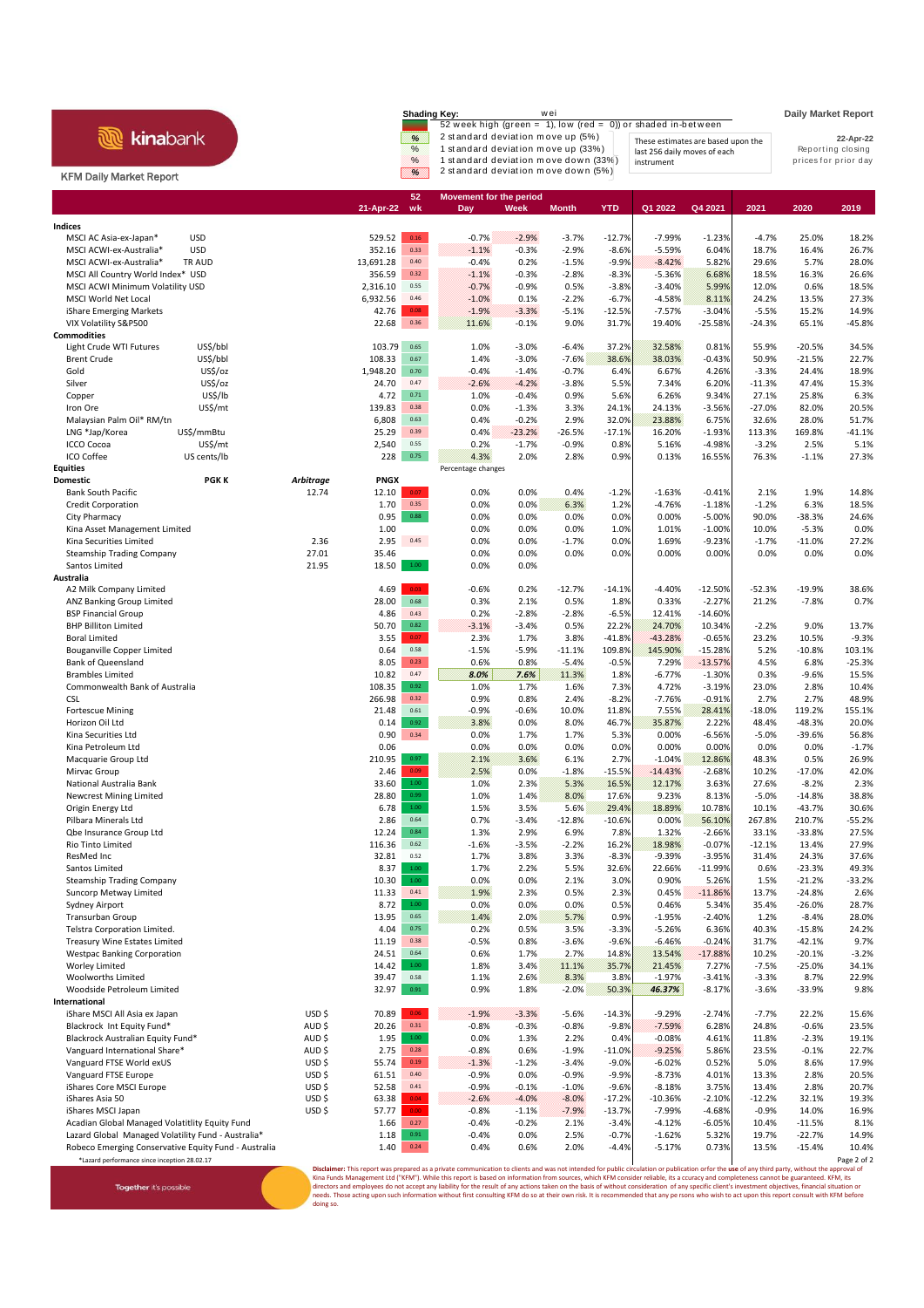kinabank

KFM Daily Market Report

**Shading Key:**

52 week high (green = 1), low (red = 0)) or shaded in-between

% 2 standard deviation move up (5%)

% 1 standard deviation move up (33%)

% 1 standard deviation move down (33%)

% 2 standard deviation move down (5%)

These estimates are based upon the last 256 daily moves of each instrument

**Daily Market Report**

22-Apr-22

Reporting closing prices for prior day

| | | | 21-Apr-22 | 52 wk | Day | Week | Month | YTD | Q1 2022 | Q4 2021 | 2021 | 2020 | 2019 |
|---|---|---|---|---|---|---|---|---|---|---|---|---|---|
| | | | | | Movement for the period | | | | | | | | |
| **Indices** | | | | | | | | | | | | | |
| MSCI AC Asia-ex-Japan* | USD | | 529.52 | 0.16 | -0.7% | -2.9% | -3.7% | -12.7% | -7.99% | -1.23% | -4.7% | 25.0% | 18.2% |
| MSCI ACWI-ex-Australia* | USD | | 352.16 | 0.33 | -1.1% | -0.3% | -2.9% | -8.6% | -5.59% | 6.04% | 18.7% | 16.4% | 26.7% |
| MSCI ACWI-ex-Australia* | TR AUD | | 13,691.28 | 0.40 | -0.4% | 0.2% | -1.5% | -9.9% | -8.42% | 5.82% | 29.6% | 5.7% | 28.0% |
| MSCI All Country World Index* | USD | | 356.59 | 0.32 | -1.1% | -0.3% | -2.8% | -8.3% | -5.36% | 6.68% | 18.5% | 16.3% | 26.6% |
| MSCI ACWI Minimum Volatility | USD | | 2,316.10 | 0.55 | -0.7% | -0.9% | 0.5% | -3.8% | -3.40% | 5.99% | 12.0% | 0.6% | 18.5% |
| MSCI World Net Local | | | 6,932.56 | 0.46 | -1.0% | 0.1% | -2.2% | -6.7% | -4.58% | 8.11% | 24.2% | 13.5% | 27.3% |
| iShare Emerging Markets | | | 42.76 | 0.08 | -1.9% | -3.3% | -5.1% | -12.5% | -7.57% | -3.04% | -5.5% | 15.2% | 14.9% |
| VIX Volatility S&P500 | | | 22.68 | 0.36 | 11.6% | -0.1% | 9.0% | 31.7% | 19.40% | -25.58% | -24.3% | 65.1% | -45.8% |
| **Commodities** | | | | | | | | | | | | | |
| Light Crude WTI Futures | US$/bbl | | 103.79 | 0.65 | 1.0% | -3.0% | -6.4% | 37.2% | 32.58% | 0.81% | 55.9% | -20.5% | 34.5% |
| Brent Crude | US$/bbl | | 108.33 | 0.67 | 1.4% | -3.0% | -7.6% | 38.6% | 38.03% | -0.43% | 50.9% | -21.5% | 22.7% |
| Gold | US$/oz | | 1,948.20 | 0.70 | -0.4% | -1.4% | -0.7% | 6.4% | 6.67% | 4.26% | -3.3% | 24.4% | 18.9% |
| Silver | US$/oz | | 24.70 | 0.47 | -2.6% | -4.2% | -3.8% | 5.5% | 7.34% | 6.20% | -11.3% | 47.4% | 15.3% |
| Copper | US$/lb | | 4.72 | 0.71 | 1.0% | -0.4% | 0.9% | 5.6% | 6.26% | 9.34% | 27.1% | 25.8% | 6.3% |
| Iron Ore | US$/mt | | 139.83 | 0.38 | 0.0% | -1.3% | 3.3% | 24.1% | 24.13% | -3.56% | -27.0% | 82.0% | 20.5% |
| Malaysian Palm Oil* | RM/tn | | 6,808 | 0.63 | 0.4% | -0.2% | 2.9% | 32.0% | 23.88% | 6.75% | 32.6% | 28.0% | 51.7% |
| LNG *Jap/Korea | US$/mmBtu | | 25.29 | 0.39 | 0.4% | -23.2% | -26.5% | -17.1% | 16.20% | -1.93% | 113.3% | 169.8% | -41.1% |
| ICCO Cocoa | US$/mt | | 2,540 | 0.55 | 0.2% | -1.7% | -0.9% | 0.8% | 5.16% | -4.98% | -3.2% | 2.5% | 5.1% |
| ICO Coffee | US cents/lb | | 228 | 0.75 | 4.3% | 2.0% | 2.8% | 0.9% | 0.13% | 16.55% | 76.3% | -1.1% | 27.3% |
| **Equities** | | | | | Percentage changes | | | | | | | | |
| **Domestic** | **PGK K** | ***Arbitrage*** | **PNGX** | | | | | | | | | | |
| Bank South Pacific | | 12.74 | 12.10 | 0.07 | 0.0% | 0.0% | 0.4% | -1.2% | -1.63% | -0.41% | 2.1% | 1.9% | 14.8% |
| Credit Corporation | | | 1.70 | 0.35 | 0.0% | 0.0% | 6.3% | 1.2% | -4.76% | -1.18% | -1.2% | 6.3% | 18.5% |
| City Pharmacy | | | 0.95 | 0.88 | 0.0% | 0.0% | 0.0% | 0.0% | 0.00% | -5.00% | 90.0% | -38.3% | 24.6% |
| Kina Asset Management Limited | | | 1.00 | | 0.0% | 0.0% | 0.0% | 1.0% | 1.01% | -1.00% | 10.0% | -5.3% | 0.0% |
| Kina Securities Limited | | 2.36 | 2.95 | 0.45 | 0.0% | 0.0% | -1.7% | 0.0% | 1.69% | -9.23% | -1.7% | -11.0% | 27.2% |
| Steamship Trading Company | | 27.01 | 35.46 | | 0.0% | 0.0% | 0.0% | 0.0% | 0.00% | 0.00% | 0.0% | 0.0% | 0.0% |
| Santos Limited | | 21.95 | 18.50 | 1.00 | 0.0% | 0.0% | | | | | | | |
| **Australia** | | | | | | | | | | | | | |
| A2 Milk Company Limited | | | 4.69 | 0.03 | -0.6% | 0.2% | -12.7% | -14.1% | -4.40% | -12.50% | -52.3% | -19.9% | 38.6% |
| ANZ Banking Group Limited | | | 28.00 | 0.68 | 0.3% | 2.1% | 0.5% | 1.8% | 0.33% | -2.27% | 21.2% | -7.8% | 0.7% |
| BSP Financial Group | | | 4.86 | 0.43 | 0.2% | -2.8% | -6.5% | 12.41% | -14.60% | | | | |
| BHP Billiton Limited | | | 50.70 | 0.82 | -3.1% | -3.4% | 0.5% | 22.2% | 24.70% | 10.34% | -2.2% | 9.0% | 13.7% |
| Boral Limited | | | 3.55 | 0.07 | 2.3% | 1.7% | 3.8% | -41.8% | -43.28% | -0.65% | 23.2% | 10.5% | -9.3% |
| Bouganville Copper Limited | | | 0.64 | 0.58 | -1.5% | -5.9% | -11.1% | 109.8% | 145.90% | -15.28% | 5.2% | -10.8% | 103.1% |
| Bank of Queensland | | | 8.05 | 0.23 | 0.6% | 0.8% | -5.4% | -0.5% | 7.29% | -13.57% | 4.5% | 6.8% | -25.3% |
| Brambles Limited | | | 10.82 | 0.47 | 8.0% | 7.6% | 11.3% | 1.8% | -6.77% | -1.30% | 0.3% | -9.6% | 15.5% |
| Commonwealth Bank of Australia | | | 108.35 | 0.92 | 1.0% | 1.7% | 1.6% | 7.3% | 4.72% | -3.19% | 23.0% | 2.8% | 10.4% |
| CSL | | | 266.98 | 0.32 | 0.9% | 0.8% | 2.4% | -8.2% | -7.76% | -0.91% | 2.7% | 2.7% | 48.9% |
| Fortescue Mining | | | 21.48 | 0.61 | -0.9% | -0.6% | 10.0% | 11.8% | 7.55% | 28.41% | -18.0% | 119.2% | 155.1% |
| Horizon Oil Ltd | | | 0.14 | 0.92 | 3.8% | 0.0% | 8.0% | 46.7% | 35.87% | 2.22% | 48.4% | -48.3% | 20.0% |
| Kina Securities Ltd | | | 0.90 | 0.34 | 0.0% | 1.7% | 1.7% | 5.3% | 0.00% | -6.56% | -5.0% | -39.6% | 56.8% |
| Kina Petroleum Ltd | | | 0.06 | | 0.0% | 0.0% | 0.0% | 0.0% | 0.00% | 0.00% | 0.0% | 0.0% | -1.7% |
| Macquarie Group Ltd | | | 210.95 | 0.97 | 2.1% | 3.6% | 6.1% | 2.7% | -1.04% | 12.86% | 48.3% | 0.5% | 26.9% |
| Mirvac Group | | | 2.46 | 0.09 | 2.5% | 0.0% | -1.8% | -15.5% | -14.43% | -2.68% | 10.2% | -17.0% | 42.0% |
| National Australia Bank | | | 33.60 | 1.00 | 1.0% | 2.3% | 5.3% | 16.5% | 12.17% | 3.63% | 27.6% | -8.2% | 2.3% |
| Newcrest Mining Limited | | | 28.80 | 0.99 | 1.0% | 1.4% | 8.0% | 17.6% | 9.23% | 8.13% | -5.0% | -14.8% | 38.8% |
| Origin Energy Ltd | | | 6.78 | 1.00 | 1.5% | 3.5% | 5.6% | 29.4% | 18.89% | 10.78% | 10.1% | -43.7% | 30.6% |
| Pilbara Minerals Ltd | | | 2.86 | 0.64 | 0.7% | -3.4% | -12.8% | -10.6% | 0.00% | 56.10% | 267.8% | 210.7% | -55.2% |
| Qbe Insurance Group Ltd | | | 12.24 | 0.84 | 1.3% | 2.9% | 6.9% | 7.8% | 1.32% | -2.66% | 33.1% | -33.8% | 27.5% |
| Rio Tinto Limited | | | 116.36 | 0.62 | -1.6% | -3.5% | -2.2% | 16.2% | 18.98% | -0.07% | -12.1% | 13.4% | 27.9% |
| ResMed Inc | | | 32.81 | 0.52 | 1.7% | 3.8% | 3.3% | -8.3% | -9.39% | -3.95% | 31.4% | 24.3% | 37.6% |
| Santos Limited | | | 8.37 | 1.00 | 1.7% | 2.2% | 5.5% | 32.6% | 22.66% | -11.99% | 0.6% | -23.3% | 49.3% |
| Steamship Trading Company | | | 10.30 | 1.00 | 0.0% | 0.0% | 2.1% | 3.0% | 0.90% | 5.26% | 1.5% | -21.2% | -33.2% |
| Suncorp Metway Limited | | | 11.33 | 0.41 | 1.9% | 2.3% | 0.5% | 2.3% | 0.45% | -11.86% | 13.7% | -24.8% | 2.6% |
| Sydney Airport | | | 8.72 | 1.00 | 0.0% | 0.0% | 0.0% | 0.5% | 0.46% | 5.34% | 35.4% | -26.0% | 28.7% |
| Transurban Group | | | 13.95 | 0.65 | 1.4% | 2.0% | 5.7% | 0.9% | -1.95% | -2.40% | 1.2% | -8.4% | 28.0% |
| Telstra Corporation Limited. | | | 4.04 | 0.75 | 0.2% | 0.5% | 3.5% | -3.3% | -5.26% | 6.36% | 40.3% | -15.8% | 24.2% |
| Treasury Wine Estates Limited | | | 11.19 | 0.38 | -0.5% | 0.8% | -3.6% | -9.6% | -6.46% | -0.24% | 31.7% | -42.1% | 9.7% |
| Westpac Banking Corporation | | | 24.51 | 0.64 | 0.6% | 1.7% | 2.7% | 14.8% | 13.54% | -17.88% | 10.2% | -20.1% | -3.2% |
| Worley Limited | | | 14.42 | 1.00 | 1.8% | 3.4% | 11.1% | 35.7% | 21.45% | 7.27% | -7.5% | -25.0% | 34.1% |
| Woolworths Limited | | | 39.47 | 0.58 | 1.1% | 2.6% | 8.3% | 3.8% | -1.97% | -3.41% | -3.3% | 8.7% | 22.9% |
| Woodside Petroleum Limited | | | 32.97 | 0.91 | 0.9% | 1.8% | -2.0% | 50.3% | 46.37% | -8.17% | -3.6% | -33.9% | 9.8% |
| **International** | | | | | | | | | | | | | |
| iShare MSCI All Asia ex Japan | USD $ | | 70.89 | 0.06 | -1.9% | -3.3% | -5.6% | -14.3% | -9.29% | -2.74% | -7.7% | 22.2% | 15.6% |
| Blackrock Int Equity Fund* | AUD $ | | 20.26 | 0.31 | -0.8% | -0.3% | -0.8% | -9.8% | -7.59% | 6.28% | 24.8% | -0.6% | 23.5% |
| Blackrock Australian Equity Fund* | AUD $ | | 1.95 | 1.00 | 0.0% | 1.3% | 2.2% | 0.4% | -0.08% | 4.61% | 11.8% | -2.3% | 19.1% |
| Vanguard International Share* | AUD $ | | 2.75 | 0.28 | -0.8% | 0.6% | -1.9% | -11.0% | -9.25% | 5.86% | 23.5% | -0.1% | 22.7% |
| Vanguard FTSE World exUS | USD $ | | 55.74 | 0.19 | -1.3% | -1.2% | -3.4% | -9.0% | -6.02% | 0.52% | 5.0% | 8.6% | 17.9% |
| Vanguard FTSE Europe | USD $ | | 61.51 | 0.40 | -0.9% | 0.0% | -0.9% | -9.9% | -8.73% | 4.01% | 13.3% | 2.8% | 20.5% |
| iShares Core MSCI Europe | USD $ | | 52.58 | 0.41 | -0.9% | -0.1% | -1.0% | -9.6% | -8.18% | 3.75% | 13.4% | 2.8% | 20.7% |
| iShares Asia 50 | USD $ | | 63.38 | 0.04 | -2.6% | -4.0% | -8.0% | -17.2% | -10.36% | -2.10% | -12.2% | 32.1% | 19.3% |
| iShares MSCI Japan | USD $ | | 57.77 | 0.00 | -0.8% | -1.1% | -7.9% | -13.7% | -7.99% | -4.68% | -0.9% | 14.0% | 16.9% |
| Acadian Global Managed Volatility Equity Fund | | | 1.66 | 0.27 | -0.4% | -0.2% | 2.1% | -3.4% | -4.12% | -6.05% | 10.4% | -11.5% | 8.1% |
| Lazard Global Managed Volatility Fund - Australia* | | | 1.18 | 0.91 | -0.4% | 0.0% | 2.5% | -0.7% | -1.62% | 5.32% | 19.7% | -22.7% | 14.9% |
| Robeco Emerging Conservative Equity Fund - Australia | | | 1.40 | 0.24 | 0.4% | 0.6% | 2.0% | -4.4% | -5.17% | 0.73% | 13.5% | -15.4% | 10.4% |

*Lazard performance since inception 28.02.17

**Disclaimer:** This report was prepared as a private communication to clients and was not intended for public circulation or publication orfor the **use** of any third party, without the approval of Kina Funds Management Ltd ("KFM"). While this report is based on information from sources, which KFM consider reliable, its a ccuracy and completeness cannot be guaranteed. KFM, its directors and employees do not accept any liability for the result of any actions taken on the basis of without consideration of any specific client's investment objectives, financial situation or needs. Those acting upon such information without first consulting KFM do so at their own risk. It is recommended that any pe rsons who wish to act upon this report consult with KFM before doing so.

Together it's possible